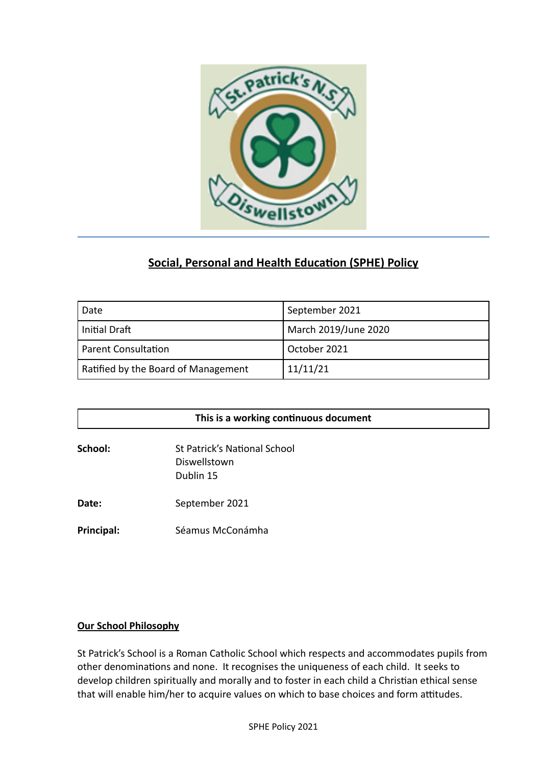# Social, Personal and Health Education (SPHE) Policy

| Date | September 2021 |
|---|---|
| Initial Draft | March 2019/June 2020 |
| Parent Consultation | October 2021 |
| Ratified by the Board of Management | 11/11/21 |

| This is a working continuous document |
|---|

**School:** St Patrick's National School
Diswellstown
Dublin 15

**Date:** September 2021

**Principal:** Séamus McConámha

## Our School Philosophy

St Patrick's School is a Roman Catholic School which respects and accommodates pupils from other denominations and none. It recognises the uniqueness of each child. It seeks to develop children spiritually and morally and to foster in each child a Christian ethical sense that will enable him/her to acquire values on which to base choices and form attitudes.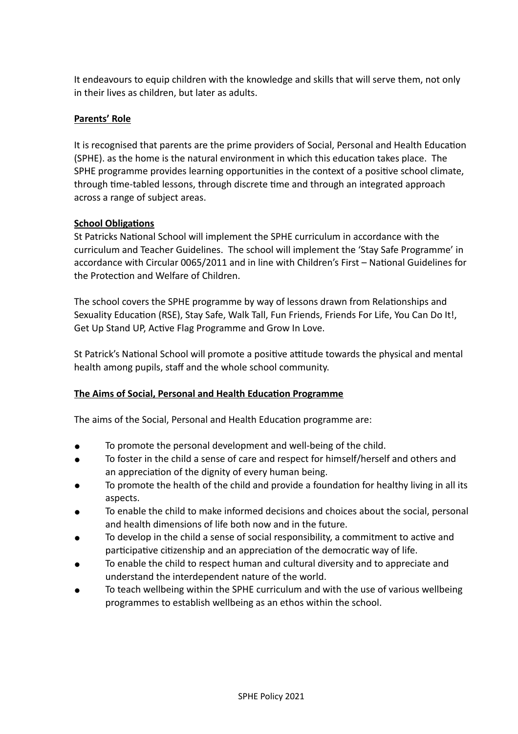It endeavours to equip children with the knowledge and skills that will serve them, not only in their lives as children, but later as adults.

**Parents' Role**

It is recognised that parents are the prime providers of Social, Personal and Health Education (SPHE). as the home is the natural environment in which this education takes place. The SPHE programme provides learning opportunities in the context of a positive school climate, through time-tabled lessons, through discrete time and through an integrated approach across a range of subject areas.

**School Obligations**

St Patricks National School will implement the SPHE curriculum in accordance with the curriculum and Teacher Guidelines. The school will implement the 'Stay Safe Programme' in accordance with Circular 0065/2011 and in line with Children's First – National Guidelines for the Protection and Welfare of Children.

The school covers the SPHE programme by way of lessons drawn from Relationships and Sexuality Education (RSE), Stay Safe, Walk Tall, Fun Friends, Friends For Life, You Can Do It!, Get Up Stand UP, Active Flag Programme and Grow In Love.

St Patrick's National School will promote a positive attitude towards the physical and mental health among pupils, staff and the whole school community.

**The Aims of Social, Personal and Health Education Programme**

The aims of the Social, Personal and Health Education programme are:

- To promote the personal development and well-being of the child.
- To foster in the child a sense of care and respect for himself/herself and others and an appreciation of the dignity of every human being.
- To promote the health of the child and provide a foundation for healthy living in all its aspects.
- To enable the child to make informed decisions and choices about the social, personal and health dimensions of life both now and in the future.
- To develop in the child a sense of social responsibility, a commitment to active and participative citizenship and an appreciation of the democratic way of life.
- To enable the child to respect human and cultural diversity and to appreciate and understand the interdependent nature of the world.
- To teach wellbeing within the SPHE curriculum and with the use of various wellbeing programmes to establish wellbeing as an ethos within the school.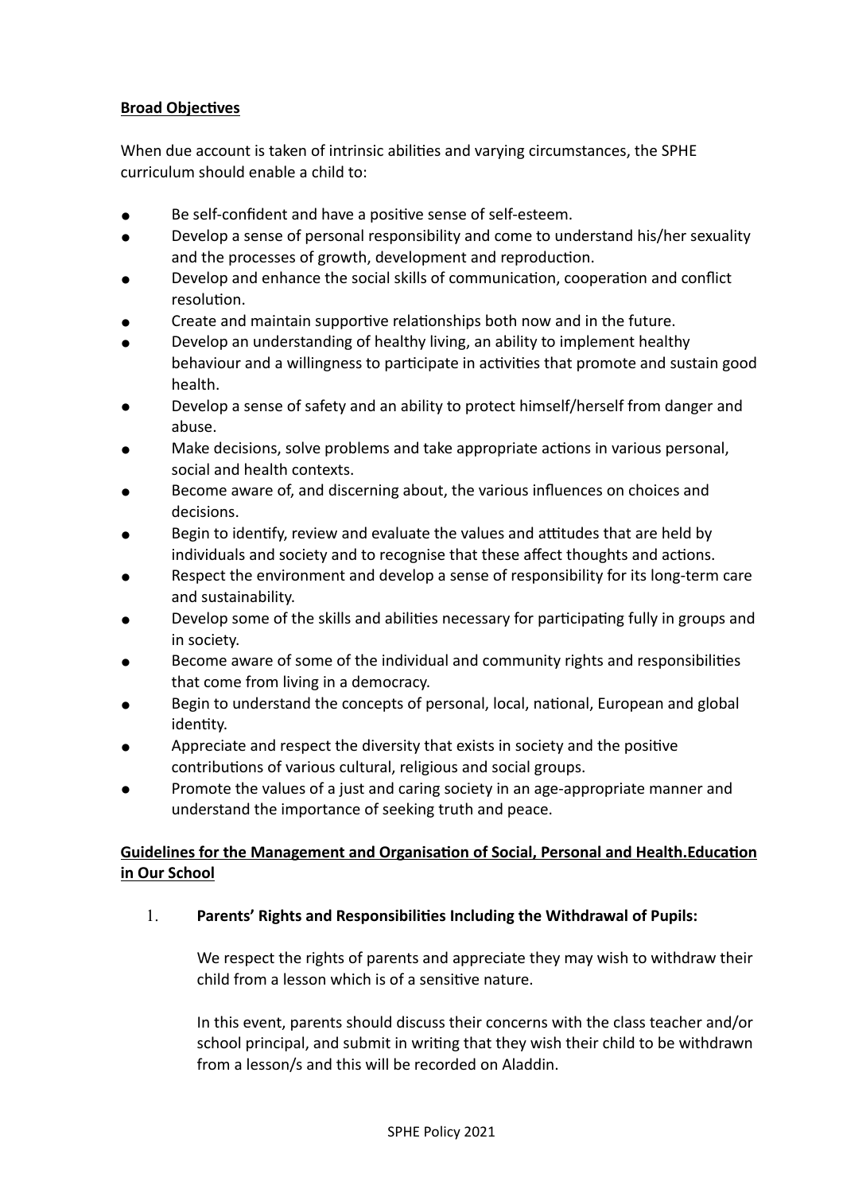**Broad Objectives**

When due account is taken of intrinsic abilities and varying circumstances, the SPHE curriculum should enable a child to:

- Be self-confident and have a positive sense of self-esteem.
- Develop a sense of personal responsibility and come to understand his/her sexuality and the processes of growth, development and reproduction.
- Develop and enhance the social skills of communication, cooperation and conflict resolution.
- Create and maintain supportive relationships both now and in the future.
- Develop an understanding of healthy living, an ability to implement healthy behaviour and a willingness to participate in activities that promote and sustain good health.
- Develop a sense of safety and an ability to protect himself/herself from danger and abuse.
- Make decisions, solve problems and take appropriate actions in various personal, social and health contexts.
- Become aware of, and discerning about, the various influences on choices and decisions.
- Begin to identify, review and evaluate the values and attitudes that are held by individuals and society and to recognise that these affect thoughts and actions.
- Respect the environment and develop a sense of responsibility for its long-term care and sustainability.
- Develop some of the skills and abilities necessary for participating fully in groups and in society.
- Become aware of some of the individual and community rights and responsibilities that come from living in a democracy.
- Begin to understand the concepts of personal, local, national, European and global identity.
- Appreciate and respect the diversity that exists in society and the positive contributions of various cultural, religious and social groups.
- Promote the values of a just and caring society in an age-appropriate manner and understand the importance of seeking truth and peace.

**Guidelines for the Management and Organisation of Social, Personal and Health.Education in Our School**

1. **Parents' Rights and Responsibilities Including the Withdrawal of Pupils:**

   We respect the rights of parents and appreciate they may wish to withdraw their child from a lesson which is of a sensitive nature.

   In this event, parents should discuss their concerns with the class teacher and/or school principal, and submit in writing that they wish their child to be withdrawn from a lesson/s and this will be recorded on Aladdin.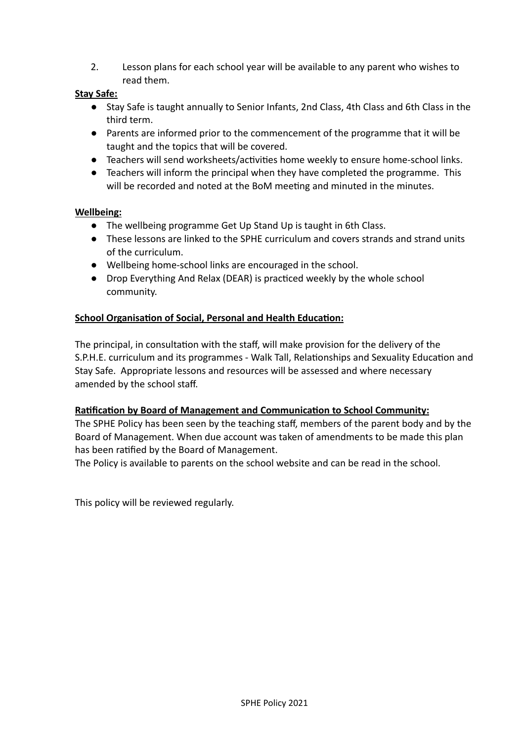2. Lesson plans for each school year will be available to any parent who wishes to read them.

**Stay Safe:**

- Stay Safe is taught annually to Senior Infants, 2nd Class, 4th Class and 6th Class in the third term.
- Parents are informed prior to the commencement of the programme that it will be taught and the topics that will be covered.
- Teachers will send worksheets/activities home weekly to ensure home-school links.
- Teachers will inform the principal when they have completed the programme. This will be recorded and noted at the BoM meeting and minuted in the minutes.

**Wellbeing:**

- The wellbeing programme Get Up Stand Up is taught in 6th Class.
- These lessons are linked to the SPHE curriculum and covers strands and strand units of the curriculum.
- Wellbeing home-school links are encouraged in the school.
- Drop Everything And Relax (DEAR) is practiced weekly by the whole school community.

**School Organisation of Social, Personal and Health Education:**

The principal, in consultation with the staff, will make provision for the delivery of the S.P.H.E. curriculum and its programmes - Walk Tall, Relationships and Sexuality Education and Stay Safe. Appropriate lessons and resources will be assessed and where necessary amended by the school staff.

**Ratification by Board of Management and Communication to School Community:**

The SPHE Policy has been seen by the teaching staff, members of the parent body and by the Board of Management. When due account was taken of amendments to be made this plan has been ratified by the Board of Management.
The Policy is available to parents on the school website and can be read in the school.

This policy will be reviewed regularly.